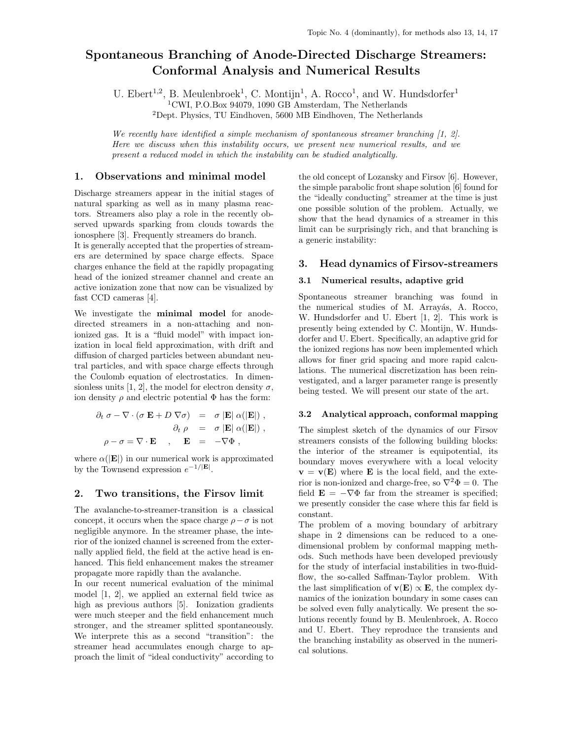Topic No. 4 (dominantly), for methods also 13, 14, 17

# Spontaneous Branching of Anode-Directed Discharge Streamers: Conformal Analysis and Numerical Results

U. Ebert[1,2], B. Meulenbroek[1], C. Montijn[1], A. Rocco[1], and W. Hundsdorfer[1]

[1]CWI, P.O.Box 94079, 1090 GB Amsterdam, The Netherlands

[2]Dept. Physics, TU Eindhoven, 5600 MB Eindhoven, The Netherlands

*We recently have identified a simple mechanism of spontaneous streamer branching [1, 2]. Here we discuss when this instability occurs, we present new numerical results, and we present a reduced model in which the instability can be studied analytically.*

## 1. Observations and minimal model

Discharge streamers appear in the initial stages of natural sparking as well as in many plasma reactors. Streamers also play a role in the recently observed upwards sparking from clouds towards the ionosphere [3]. Frequently streamers do branch.

It is generally accepted that the properties of streamers are determined by space charge effects. Space charges enhance the field at the rapidly propagating head of the ionized streamer channel and create an active ionization zone that now can be visualized by fast CCD cameras [4].

We investigate the **minimal model** for anode-directed streamers in a non-attaching and non-ionized gas. It is a "fluid model" with impact ionization in local field approximation, with drift and diffusion of charged particles between abundant neutral particles, and with space charge effects through the Coulomb equation of electrostatics. In dimensionless units [1, 2], the model for electron density $\sigma$, ion density $\rho$ and electric potential $\Phi$ has the form:

$$\partial_t \sigma - \nabla \cdot (\sigma \mathbf{E} + D \nabla \sigma) = \sigma |\mathbf{E}| \alpha(|\mathbf{E}|) ,$$

$$\partial_t \rho = \sigma |\mathbf{E}| \alpha(|\mathbf{E}|) ,$$

$$\rho - \sigma = \nabla \cdot \mathbf{E} \quad , \quad \mathbf{E} = -\nabla \Phi ,$$

where $\alpha(|\mathbf{E}|)$ in our numerical work is approximated by the Townsend expression $e^{-1/|\mathbf{E}|}$.

## 2. Two transitions, the Firsov limit

The avalanche-to-streamer-transition is a classical concept, it occurs when the space charge $\rho - \sigma$ is not negligible anymore. In the streamer phase, the interior of the ionized channel is screened from the externally applied field, the field at the active head is enhanced. This field enhancement makes the streamer propagate more rapidly than the avalanche.

In our recent numerical evaluation of the minimal model [1, 2], we applied an external field twice as high as previous authors [5]. Ionization gradients were much steeper and the field enhancement much stronger, and the streamer splitted spontaneously. We interprete this as a second "transition": the streamer head accumulates enough charge to approach the limit of "ideal conductivity" according to the old concept of Lozansky and Firsov [6]. However, the simple parabolic front shape solution [6] found for the "ideally conducting" streamer at the time is just one possible solution of the problem. Actually, we show that the head dynamics of a streamer in this limit can be surprisingly rich, and that branching is a generic instability:

## 3. Head dynamics of Firsov-streamers

### 3.1 Numerical results, adaptive grid

Spontaneous streamer branching was found in the numerical studies of M. Arrayás, A. Rocco, W. Hundsdorfer and U. Ebert [1, 2]. This work is presently being extended by C. Montijn, W. Hundsdorfer and U. Ebert. Specifically, an adaptive grid for the ionized regions has now been implemented which allows for finer grid spacing and more rapid calculations. The numerical discretization has been reinvestigated, and a larger parameter range is presently being tested. We will present our state of the art.

### 3.2 Analytical approach, conformal mapping

The simplest sketch of the dynamics of our Firsov streamers consists of the following building blocks: the interior of the streamer is equipotential, its boundary moves everywhere with a local velocity $\mathbf{v} = \mathbf{v}(\mathbf{E})$ where $\mathbf{E}$ is the local field, and the exterior is non-ionized and charge-free, so $\nabla^2 \Phi = 0$. The field $\mathbf{E} = -\nabla \Phi$ far from the streamer is specified; we presently consider the case where this far field is constant.

The problem of a moving boundary of arbitrary shape in 2 dimensions can be reduced to a one-dimensional problem by conformal mapping methods. Such methods have been developed previously for the study of interfacial instabilities in two-fluid-flow, the so-called Saffman-Taylor problem. With the last simplification of $\mathbf{v}(\mathbf{E}) \propto \mathbf{E}$, the complex dynamics of the ionization boundary in some cases can be solved even fully analytically. We present the solutions recently found by B. Meulenbroek, A. Rocco and U. Ebert. They reproduce the transients and the branching instability as observed in the numerical solutions.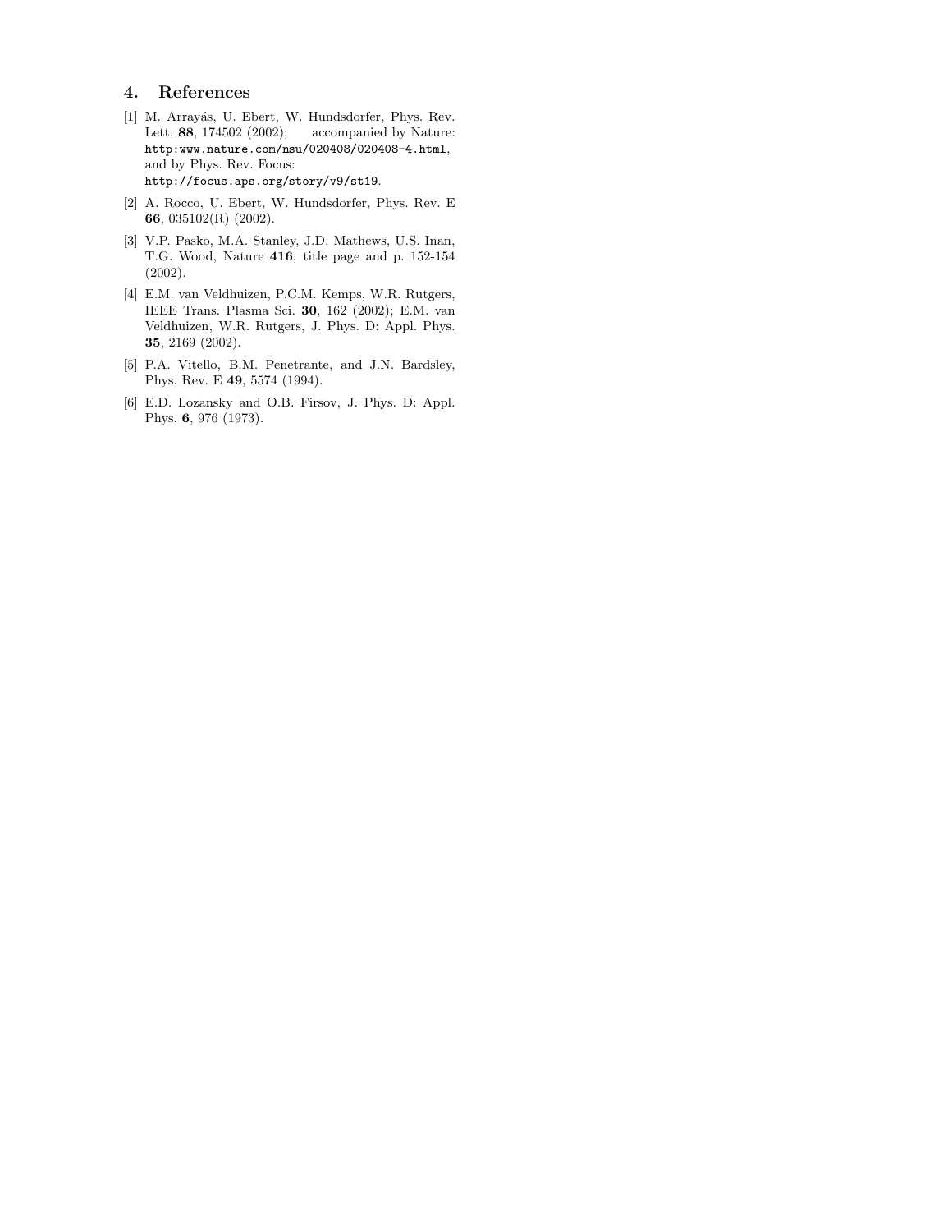## 4. References

[1] M. Arrayás, U. Ebert, W. Hundsdorfer, Phys. Rev. Lett. **88**, 174502 (2002); accompanied by Nature: `http:www.nature.com/nsu/020408/020408-4.html`, and by Phys. Rev. Focus: `http://focus.aps.org/story/v9/st19`.

[2] A. Rocco, U. Ebert, W. Hundsdorfer, Phys. Rev. E **66**, 035102(R) (2002).

[3] V.P. Pasko, M.A. Stanley, J.D. Mathews, U.S. Inan, T.G. Wood, Nature **416**, title page and p. 152-154 (2002).

[4] E.M. van Veldhuizen, P.C.M. Kemps, W.R. Rutgers, IEEE Trans. Plasma Sci. **30**, 162 (2002); E.M. van Veldhuizen, W.R. Rutgers, J. Phys. D: Appl. Phys. **35**, 2169 (2002).

[5] P.A. Vitello, B.M. Penetrante, and J.N. Bardsley, Phys. Rev. E **49**, 5574 (1994).

[6] E.D. Lozansky and O.B. Firsov, J. Phys. D: Appl. Phys. **6**, 976 (1973).